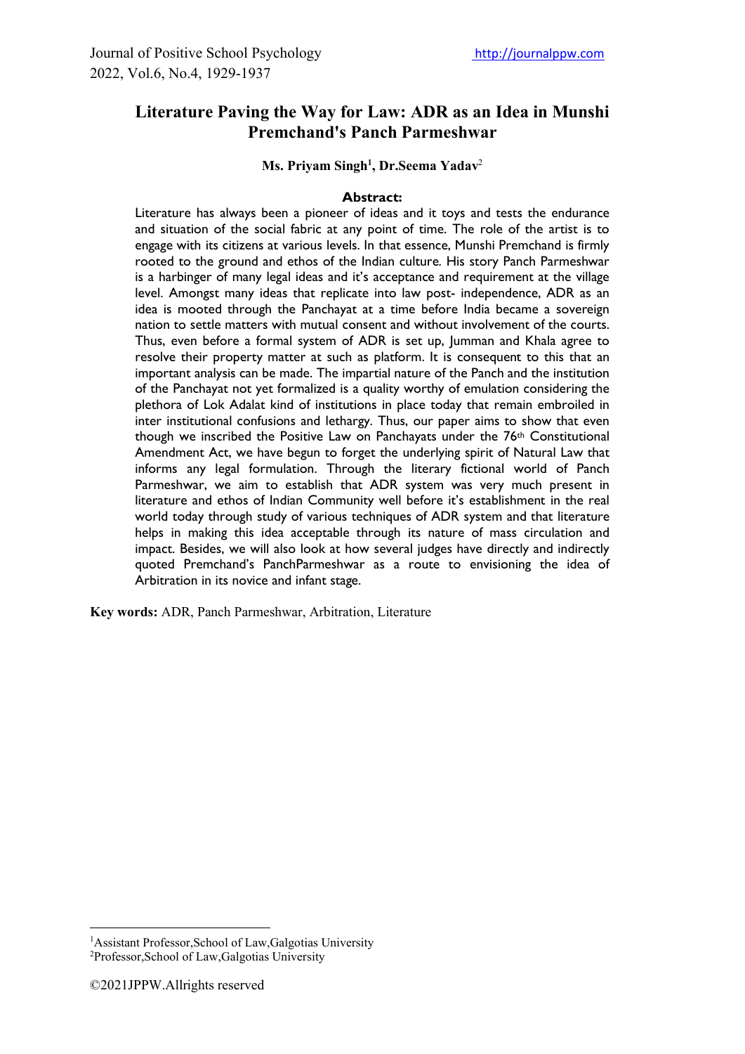# Literature Paving the Way for Law: ADR as an Idea in Munshi Premchand's Panch Parmeshwar

**Ms. Priyam Singh[1], Dr.Seema Yadav[2]**

**Abstract:**

Literature has always been a pioneer of ideas and it toys and tests the endurance and situation of the social fabric at any point of time. The role of the artist is to engage with its citizens at various levels. In that essence, Munshi Premchand is firmly rooted to the ground and ethos of the Indian culture. His story Panch Parmeshwar is a harbinger of many legal ideas and it's acceptance and requirement at the village level. Amongst many ideas that replicate into law post- independence, ADR as an idea is mooted through the Panchayat at a time before India became a sovereign nation to settle matters with mutual consent and without involvement of the courts. Thus, even before a formal system of ADR is set up, Jumman and Khala agree to resolve their property matter at such as platform. It is consequent to this that an important analysis can be made. The impartial nature of the Panch and the institution of the Panchayat not yet formalized is a quality worthy of emulation considering the plethora of Lok Adalat kind of institutions in place today that remain embroiled in inter institutional confusions and lethargy. Thus, our paper aims to show that even though we inscribed the Positive Law on Panchayats under the 76th Constitutional Amendment Act, we have begun to forget the underlying spirit of Natural Law that informs any legal formulation. Through the literary fictional world of Panch Parmeshwar, we aim to establish that ADR system was very much present in literature and ethos of Indian Community well before it's establishment in the real world today through study of various techniques of ADR system and that literature helps in making this idea acceptable through its nature of mass circulation and impact. Besides, we will also look at how several judges have directly and indirectly quoted Premchand's PanchParmeshwar as a route to envisioning the idea of Arbitration in its novice and infant stage.

**Key words:** ADR, Panch Parmeshwar, Arbitration, Literature

---

[1] Assistant Professor,School of Law,Galgotias University

[2] Professor,School of Law,Galgotias University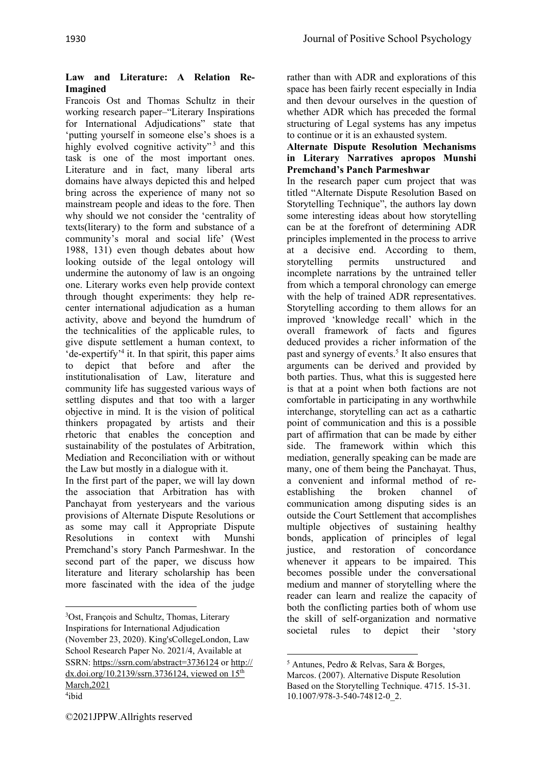**Law and Literature: A Relation Re-Imagined**

Francois Ost and Thomas Schultz in their working research paper–"Literary Inspirations for International Adjudications" state that 'putting yourself in someone else's shoes is a highly evolved cognitive activity"[3] and this task is one of the most important ones. Literature and in fact, many liberal arts domains have always depicted this and helped bring across the experience of many not so mainstream people and ideas to the fore. Then why should we not consider the 'centrality of texts(literary) to the form and substance of a community's moral and social life' (West 1988, 131) even though debates about how looking outside of the legal ontology will undermine the autonomy of law is an ongoing one. Literary works even help provide context through thought experiments: they help re-center international adjudication as a human activity, above and beyond the humdrum of the technicalities of the applicable rules, to give dispute settlement a human context, to 'de-expertify'[4] it. In that spirit, this paper aims to depict that before and after the institutionalisation of Law, literature and community life has suggested various ways of settling disputes and that too with a larger objective in mind. It is the vision of political thinkers propagated by artists and their rhetoric that enables the conception and sustainability of the postulates of Arbitration, Mediation and Reconciliation with or without the Law but mostly in a dialogue with it.

In the first part of the paper, we will lay down the association that Arbitration has with Panchayat from yesteryears and the various provisions of Alternate Dispute Resolutions or as some may call it Appropriate Dispute Resolutions in context with Munshi Premchand's story Panch Parmeshwar. In the second part of the paper, we discuss how literature and literary scholarship has been more fascinated with the idea of the judge rather than with ADR and explorations of this space has been fairly recent especially in India and then devour ourselves in the question of whether ADR which has preceded the formal structuring of Legal systems has any impetus to continue or it is an exhausted system.

**Alternate Dispute Resolution Mechanisms in Literary Narratives apropos Munshi Premchand's Panch Parmeshwar**

In the research paper cum project that was titled "Alternate Dispute Resolution Based on Storytelling Technique", the authors lay down some interesting ideas about how storytelling can be at the forefront of determining ADR principles implemented in the process to arrive at a decisive end. According to them, storytelling permits unstructured and incomplete narrations by the untrained teller from which a temporal chronology can emerge with the help of trained ADR representatives. Storytelling according to them allows for an improved 'knowledge recall' which in the overall framework of facts and figures deduced provides a richer information of the past and synergy of events.[5] It also ensures that arguments can be derived and provided by both parties. Thus, what this is suggested here is that at a point when both factions are not comfortable in participating in any worthwhile interchange, storytelling can act as a cathartic point of communication and this is a possible part of affirmation that can be made by either side. The framework within which this mediation, generally speaking can be made are many, one of them being the Panchayat. Thus, a convenient and informal method of re-establishing the broken channel of communication among disputing sides is an outside the Court Settlement that accomplishes multiple objectives of sustaining healthy bonds, application of principles of legal justice, and restoration of concordance whenever it appears to be impaired. This becomes possible under the conversational medium and manner of storytelling where the reader can learn and realize the capacity of both the conflicting parties both of whom use the skill of self-organization and normative societal rules to depict their 'story

---

[3] Ost, François and Schultz, Thomas, Literary Inspirations for International Adjudication (November 23, 2020). King'sCollegeLondon, Law School Research Paper No. 2021/4, Available at SSRN: https://ssrn.com/abstract=3736124 or http://dx.doi.org/10.2139/ssrn.3736124, viewed on 15th March,2021

[4] ibid

[5] Antunes, Pedro & Relvas, Sara & Borges, Marcos. (2007). Alternative Dispute Resolution Based on the Storytelling Technique. 4715. 15-31. 10.1007/978-3-540-74812-0_2.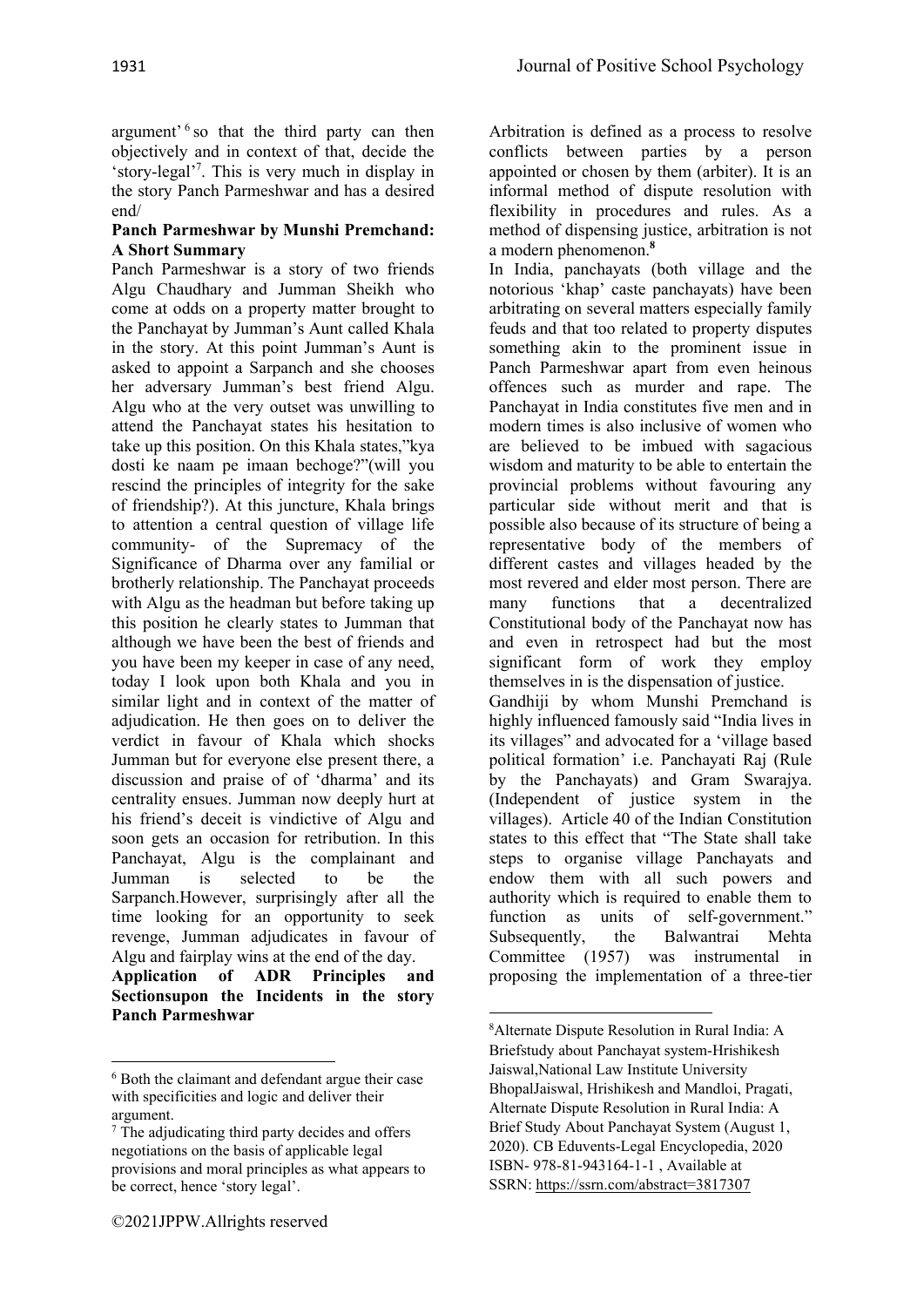argument'[6] so that the third party can then objectively and in context of that, decide the 'story-legal'[7]. This is very much in display in the story Panch Parmeshwar and has a desired end/

**Panch Parmeshwar by Munshi Premchand: A Short Summary**

Panch Parmeshwar is a story of two friends Algu Chaudhary and Jumman Sheikh who come at odds on a property matter brought to the Panchayat by Jumman's Aunt called Khala in the story. At this point Jumman's Aunt is asked to appoint a Sarpanch and she chooses her adversary Jumman's best friend Algu. Algu who at the very outset was unwilling to attend the Panchayat states his hesitation to take up this position. On this Khala states,"kya dosti ke naam pe imaan bechoge?"(will you rescind the principles of integrity for the sake of friendship?). At this juncture, Khala brings to attention a central question of village life community- of the Supremacy of the Significance of Dharma over any familial or brotherly relationship. The Panchayat proceeds with Algu as the headman but before taking up this position he clearly states to Jumman that although we have been the best of friends and you have been my keeper in case of any need, today I look upon both Khala and you in similar light and in context of the matter of adjudication. He then goes on to deliver the verdict in favour of Khala which shocks Jumman but for everyone else present there, a discussion and praise of of 'dharma' and its centrality ensues. Jumman now deeply hurt at his friend's deceit is vindictive of Algu and soon gets an occasion for retribution. In this Panchayat, Algu is the complainant and Jumman is selected to be the Sarpanch.However, surprisingly after all the time looking for an opportunity to seek revenge, Jumman adjudicates in favour of Algu and fairplay wins at the end of the day.

**Application of ADR Principles and Sectionsupon the Incidents in the story Panch Parmeshwar**

Arbitration is defined as a process to resolve conflicts between parties by a person appointed or chosen by them (arbiter). It is an informal method of dispute resolution with flexibility in procedures and rules. As a method of dispensing justice, arbitration is not a modern phenomenon.[8]

In India, panchayats (both village and the notorious 'khap' caste panchayats) have been arbitrating on several matters especially family feuds and that too related to property disputes something akin to the prominent issue in Panch Parmeshwar apart from even heinous offences such as murder and rape. The Panchayat in India constitutes five men and in modern times is also inclusive of women who are believed to be imbued with sagacious wisdom and maturity to be able to entertain the provincial problems without favouring any particular side without merit and that is possible also because of its structure of being a representative body of the members of different castes and villages headed by the most revered and elder most person. There are many functions that a decentralized Constitutional body of the Panchayat now has and even in retrospect had but the most significant form of work they employ themselves in is the dispensation of justice.

Gandhiji by whom Munshi Premchand is highly influenced famously said "India lives in its villages" and advocated for a 'village based political formation' i.e. Panchayati Raj (Rule by the Panchayats) and Gram Swarajya. (Independent of justice system in the villages). Article 40 of the Indian Constitution states to this effect that "The State shall take steps to organise village Panchayats and endow them with all such powers and authority which is required to enable them to function as units of self-government." Subsequently, the Balwantrai Mehta Committee (1957) was instrumental in proposing the implementation of a three-tier

---

[6] Both the claimant and defendant argue their case with specificities and logic and deliver their argument.

[7] The adjudicating third party decides and offers negotiations on the basis of applicable legal provisions and moral principles as what appears to be correct, hence 'story legal'.

[8] Alternate Dispute Resolution in Rural India: A Briefstudy about Panchayat system-Hrishikesh Jaiswal,National Law Institute University BhopalJaiswal, Hrishikesh and Mandloi, Pragati, Alternate Dispute Resolution in Rural India: A Brief Study About Panchayat System (August 1, 2020). CB Eduvents-Legal Encyclopedia, 2020 ISBN- 978-81-943164-1-1 , Available at SSRN: https://ssrn.com/abstract=3817307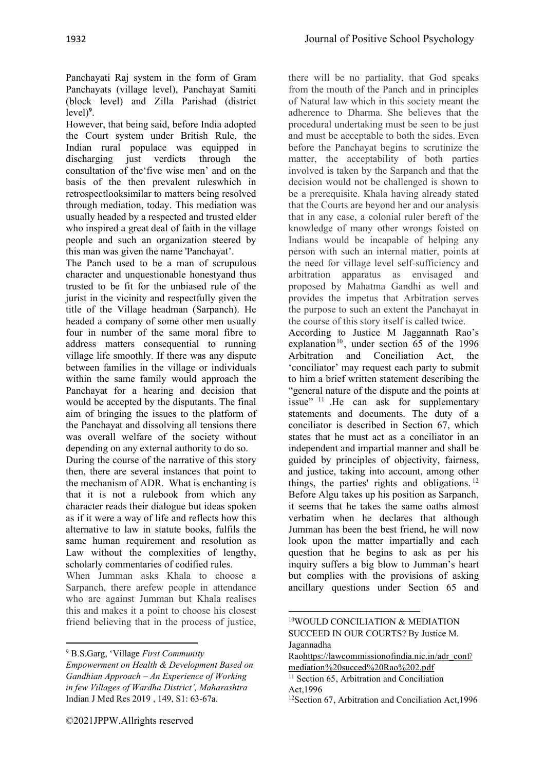Panchayati Raj system in the form of Gram Panchayats (village level), Panchayat Samiti (block level) and Zilla Parishad (district level)[9].

However, that being said, before India adopted the Court system under British Rule, the Indian rural populace was equipped in discharging just verdicts through the consultation of the'five wise men' and on the basis of the then prevalent ruleswhich in retrospectlooksimilar to matters being resolved through mediation, today. This mediation was usually headed by a respected and trusted elder who inspired a great deal of faith in the village people and such an organization steered by this man was given the name 'Panchayat'.

The Panch used to be a man of scrupulous character and unquestionable honestyand thus trusted to be fit for the unbiased rule of the jurist in the vicinity and respectfully given the title of the Village headman (Sarpanch). He headed a company of some other men usually four in number of the same moral fibre to address matters consequential to running village life smoothly. If there was any dispute between families in the village or individuals within the same family would approach the Panchayat for a hearing and decision that would be accepted by the disputants. The final aim of bringing the issues to the platform of the Panchayat and dissolving all tensions there was overall welfare of the society without depending on any external authority to do so.

During the course of the narrative of this story then, there are several instances that point to the mechanism of ADR. What is enchanting is that it is not a rulebook from which any character reads their dialogue but ideas spoken as if it were a way of life and reflects how this alternative to law in statute books, fulfils the same human requirement and resolution as Law without the complexities of lengthy, scholarly commentaries of codified rules.

When Jumman asks Khala to choose a Sarpanch, there arefew people in attendance who are against Jumman but Khala realises this and makes it a point to choose his closest friend believing that in the process of justice, there will be no partiality, that God speaks from the mouth of the Panch and in principles of Natural law which in this society meant the adherence to Dharma. She believes that the procedural undertaking must be seen to be just and must be acceptable to both the sides. Even before the Panchayat begins to scrutinize the matter, the acceptability of both parties involved is taken by the Sarpanch and that the decision would not be challenged is shown to be a prerequisite. Khala having already stated that the Courts are beyond her and our analysis that in any case, a colonial ruler bereft of the knowledge of many other wrongs foisted on Indians would be incapable of helping any person with such an internal matter, points at the need for village level self-sufficiency and arbitration apparatus as envisaged and proposed by Mahatma Gandhi as well and provides the impetus that Arbitration serves the purpose to such an extent the Panchayat in the course of this story itself is called twice.

According to Justice M Jaggannath Rao's explanation[10], under section 65 of the 1996 Arbitration and Conciliation Act, the 'conciliator' may request each party to submit to him a brief written statement describing the "general nature of the dispute and the points at issue" [11] .He can ask for supplementary statements and documents. The duty of a conciliator is described in Section 67, which states that he must act as a conciliator in an independent and impartial manner and shall be guided by principles of objectivity, fairness, and justice, taking into account, among other things, the parties' rights and obligations.[12] Before Algu takes up his position as Sarpanch, it seems that he takes the same oaths almost verbatim when he declares that although Jumman has been the best friend, he will now look upon the matter impartially and each question that he begins to ask as per his inquiry suffers a big blow to Jumman's heart but complies with the provisions of asking ancillary questions under Section 65 and

---

[9] B.S.Garg, 'Village *First Community Empowerment on Health & Development Based on Gandhian Approach – An Experience of Working in few Villages of Wardha District', Maharashtra* Indian J Med Res 2019 , 149, S1: 63-67a.

[10] WOULD CONCILIATION & MEDIATION SUCCEED IN OUR COURTS? By Justice M. Jagannadha Raohttps://lawcommissionofindia.nic.in/adr_conf/mediation%20succed%20Rao%202.pdf

[11] Section 65, Arbitration and Conciliation Act,1996

[12] Section 67, Arbitration and Conciliation Act,1996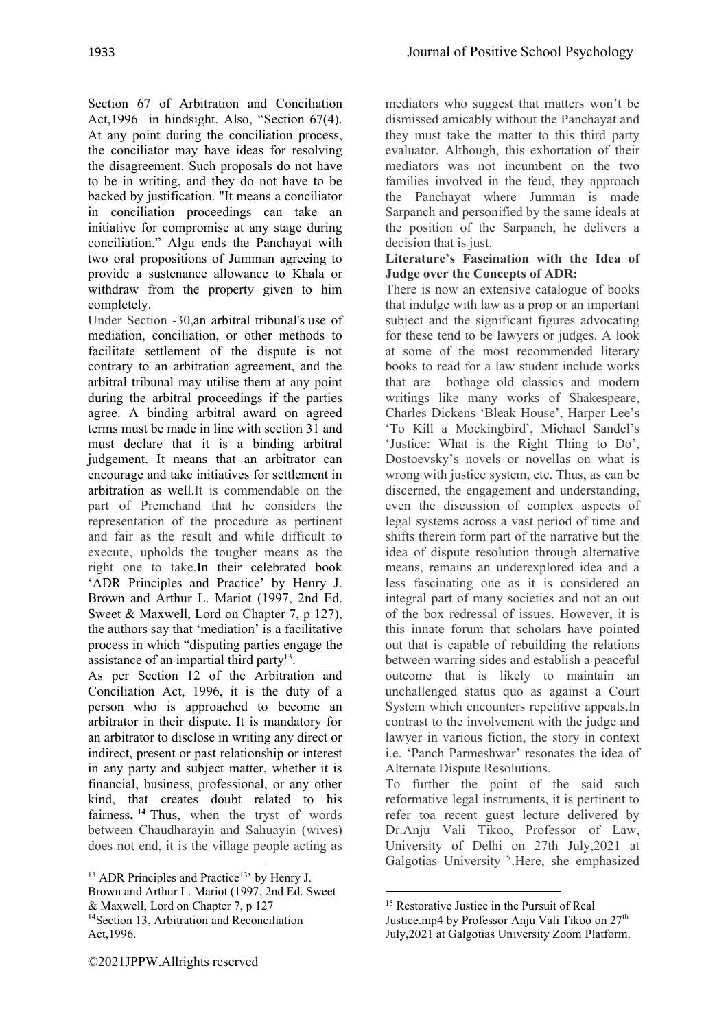Section 67 of Arbitration and Conciliation Act,1996 in hindsight. Also, "Section 67(4). At any point during the conciliation process, the conciliator may have ideas for resolving the disagreement. Such proposals do not have to be in writing, and they do not have to be backed by justification. "It means a conciliator in conciliation proceedings can take an initiative for compromise at any stage during conciliation." Algu ends the Panchayat with two oral propositions of Jumman agreeing to provide a sustenance allowance to Khala or withdraw from the property given to him completely.

Under Section -30,an arbitral tribunal's use of mediation, conciliation, or other methods to facilitate settlement of the dispute is not contrary to an arbitration agreement, and the arbitral tribunal may utilise them at any point during the arbitral proceedings if the parties agree. A binding arbitral award on agreed terms must be made in line with section 31 and must declare that it is a binding arbitral judgement. It means that an arbitrator can encourage and take initiatives for settlement in arbitration as well.It is commendable on the part of Premchand that he considers the representation of the procedure as pertinent and fair as the result and while difficult to execute, upholds the tougher means as the right one to take.In their celebrated book 'ADR Principles and Practice' by Henry J. Brown and Arthur L. Mariot (1997, 2nd Ed. Sweet & Maxwell, Lord on Chapter 7, p 127), the authors say that 'mediation' is a facilitative process in which "disputing parties engage the assistance of an impartial third party[13].

As per Section 12 of the Arbitration and Conciliation Act, 1996, it is the duty of a person who is approached to become an arbitrator in their dispute. It is mandatory for an arbitrator to disclose in writing any direct or indirect, present or past relationship or interest in any party and subject matter, whether it is financial, business, professional, or any other kind, that creates doubt related to his fairness**.** [14] Thus, when the tryst of words between Chaudharayin and Sahuayin (wives) does not end, it is the village people acting as mediators who suggest that matters won't be dismissed amicably without the Panchayat and they must take the matter to this third party evaluator. Although, this exhortation of their mediators was not incumbent on the two families involved in the feud, they approach the Panchayat where Jumman is made Sarpanch and personified by the same ideals at the position of the Sarpanch, he delivers a decision that is just.

**Literature's Fascination with the Idea of Judge over the Concepts of ADR:**

There is now an extensive catalogue of books that indulge with law as a prop or an important subject and the significant figures advocating for these tend to be lawyers or judges. A look at some of the most recommended literary books to read for a law student include works that are bothage old classics and modern writings like many works of Shakespeare, Charles Dickens 'Bleak House', Harper Lee's 'To Kill a Mockingbird', Michael Sandel's 'Justice: What is the Right Thing to Do', Dostoevsky's novels or novellas on what is wrong with justice system, etc. Thus, as can be discerned, the engagement and understanding, even the discussion of complex aspects of legal systems across a vast period of time and shifts therein form part of the narrative but the idea of dispute resolution through alternative means, remains an underexplored idea and a less fascinating one as it is considered an integral part of many societies and not an out of the box redressal of issues. However, it is this innate forum that scholars have pointed out that is capable of rebuilding the relations between warring sides and establish a peaceful outcome that is likely to maintain an unchallenged status quo as against a Court System which encounters repetitive appeals.In contrast to the involvement with the judge and lawyer in various fiction, the story in context i.e. 'Panch Parmeshwar' resonates the idea of Alternate Dispute Resolutions.

To further the point of the said such reformative legal instruments, it is pertinent to refer toa recent guest lecture delivered by Dr.Anju Vali Tikoo, Professor of Law, University of Delhi on 27th July,2021 at Galgotias University[15].Here, she emphasized

---

[13] ADR Principles and Practice[13]' by Henry J. Brown and Arthur L. Mariot (1997, 2nd Ed. Sweet & Maxwell, Lord on Chapter 7, p 127

[14] Section 13, Arbitration and Reconciliation Act,1996.

[15] Restorative Justice in the Pursuit of Real Justice.mp4 by Professor Anju Vali Tikoo on 27th July,2021 at Galgotias University Zoom Platform.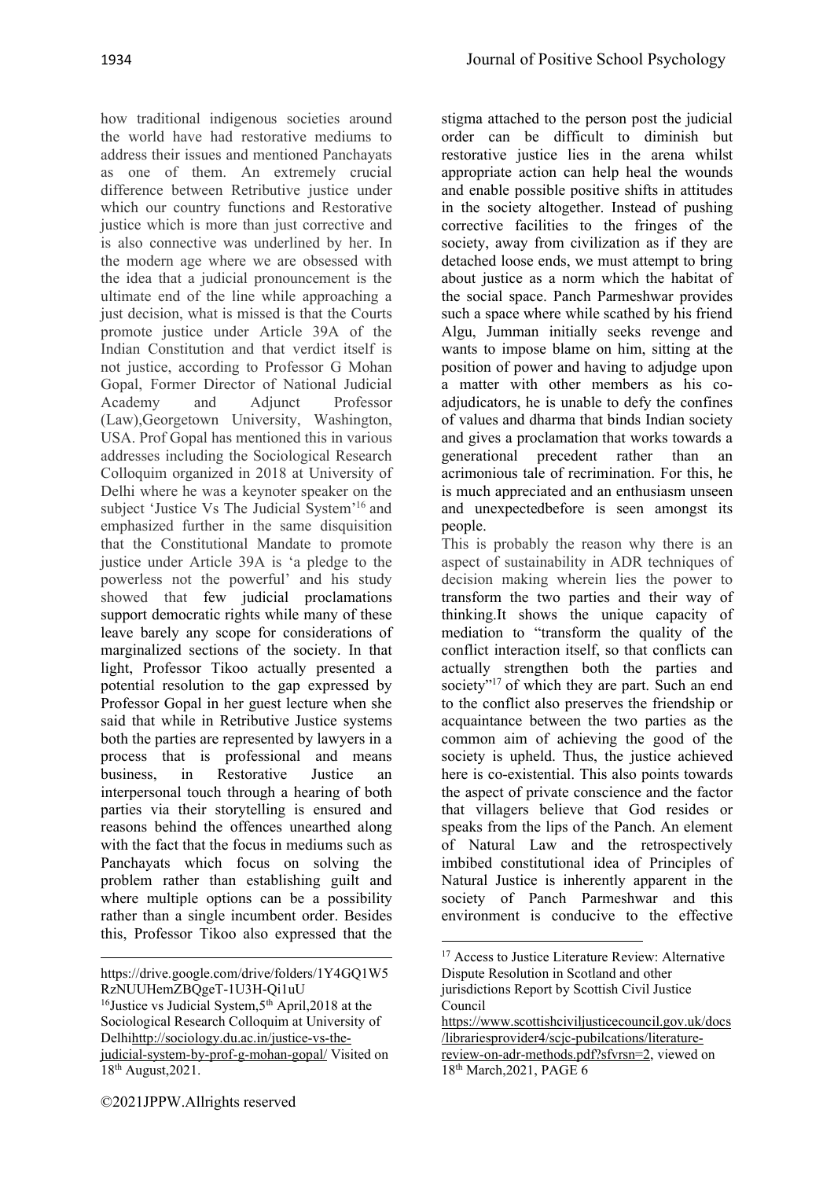how traditional indigenous societies around the world have had restorative mediums to address their issues and mentioned Panchayats as one of them. An extremely crucial difference between Retributive justice under which our country functions and Restorative justice which is more than just corrective and is also connective was underlined by her. In the modern age where we are obsessed with the idea that a judicial pronouncement is the ultimate end of the line while approaching a just decision, what is missed is that the Courts promote justice under Article 39A of the Indian Constitution and that verdict itself is not justice, according to Professor G Mohan Gopal, Former Director of National Judicial Academy and Adjunct Professor (Law),Georgetown University, Washington, USA. Prof Gopal has mentioned this in various addresses including the Sociological Research Colloquim organized in 2018 at University of Delhi where he was a keynoter speaker on the subject 'Justice Vs The Judicial System'[16] and emphasized further in the same disquisition that the Constitutional Mandate to promote justice under Article 39A is 'a pledge to the powerless not the powerful' and his study showed that few judicial proclamations support democratic rights while many of these leave barely any scope for considerations of marginalized sections of the society. In that light, Professor Tikoo actually presented a potential resolution to the gap expressed by Professor Gopal in her guest lecture when she said that while in Retributive Justice systems both the parties are represented by lawyers in a process that is professional and means business, in Restorative Justice an interpersonal touch through a hearing of both parties via their storytelling is ensured and reasons behind the offences unearthed along with the fact that the focus in mediums such as Panchayats which focus on solving the problem rather than establishing guilt and where multiple options can be a possibility rather than a single incumbent order. Besides this, Professor Tikoo also expressed that the stigma attached to the person post the judicial order can be difficult to diminish but restorative justice lies in the arena whilst appropriate action can help heal the wounds and enable possible positive shifts in attitudes in the society altogether. Instead of pushing corrective facilities to the fringes of the society, away from civilization as if they are detached loose ends, we must attempt to bring about justice as a norm which the habitat of the social space. Panch Parmeshwar provides such a space where while scathed by his friend Algu, Jumman initially seeks revenge and wants to impose blame on him, sitting at the position of power and having to adjudge upon a matter with other members as his co-adjudicators, he is unable to defy the confines of values and dharma that binds Indian society and gives a proclamation that works towards a generational precedent rather than an acrimonious tale of recrimination. For this, he is much appreciated and an enthusiasm unseen and unexpectedbefore is seen amongst its people.

This is probably the reason why there is an aspect of sustainability in ADR techniques of decision making wherein lies the power to transform the two parties and their way of thinking.It shows the unique capacity of mediation to "transform the quality of the conflict interaction itself, so that conflicts can actually strengthen both the parties and society"[17] of which they are part. Such an end to the conflict also preserves the friendship or acquaintance between the two parties as the common aim of achieving the good of the society is upheld. Thus, the justice achieved here is co-existential. This also points towards the aspect of private conscience and the factor that villagers believe that God resides or speaks from the lips of the Panch. An element of Natural Law and the retrospectively imbibed constitutional idea of Principles of Natural Justice is inherently apparent in the society of Panch Parmeshwar and this environment is conducive to the effective

---

https://drive.google.com/drive/folders/1Y4GQ1W5RzNUUHemZBQgeT-1U3H-Qi1uU

[16] Justice vs Judicial System,5th April,2018 at the Sociological Research Colloquim at University of Delhi http://sociology.du.ac.in/justice-vs-the-judicial-system-by-prof-g-mohan-gopal/ Visited on 18th August,2021.

[17] Access to Justice Literature Review: Alternative Dispute Resolution in Scotland and other jurisdictions Report by Scottish Civil Justice Council https://www.scottishciviljusticecouncil.gov.uk/docs/librariesprovider4/scjc-pubilcations/literature-review-on-adr-methods.pdf?sfvrsn=2, viewed on 18th March,2021, PAGE 6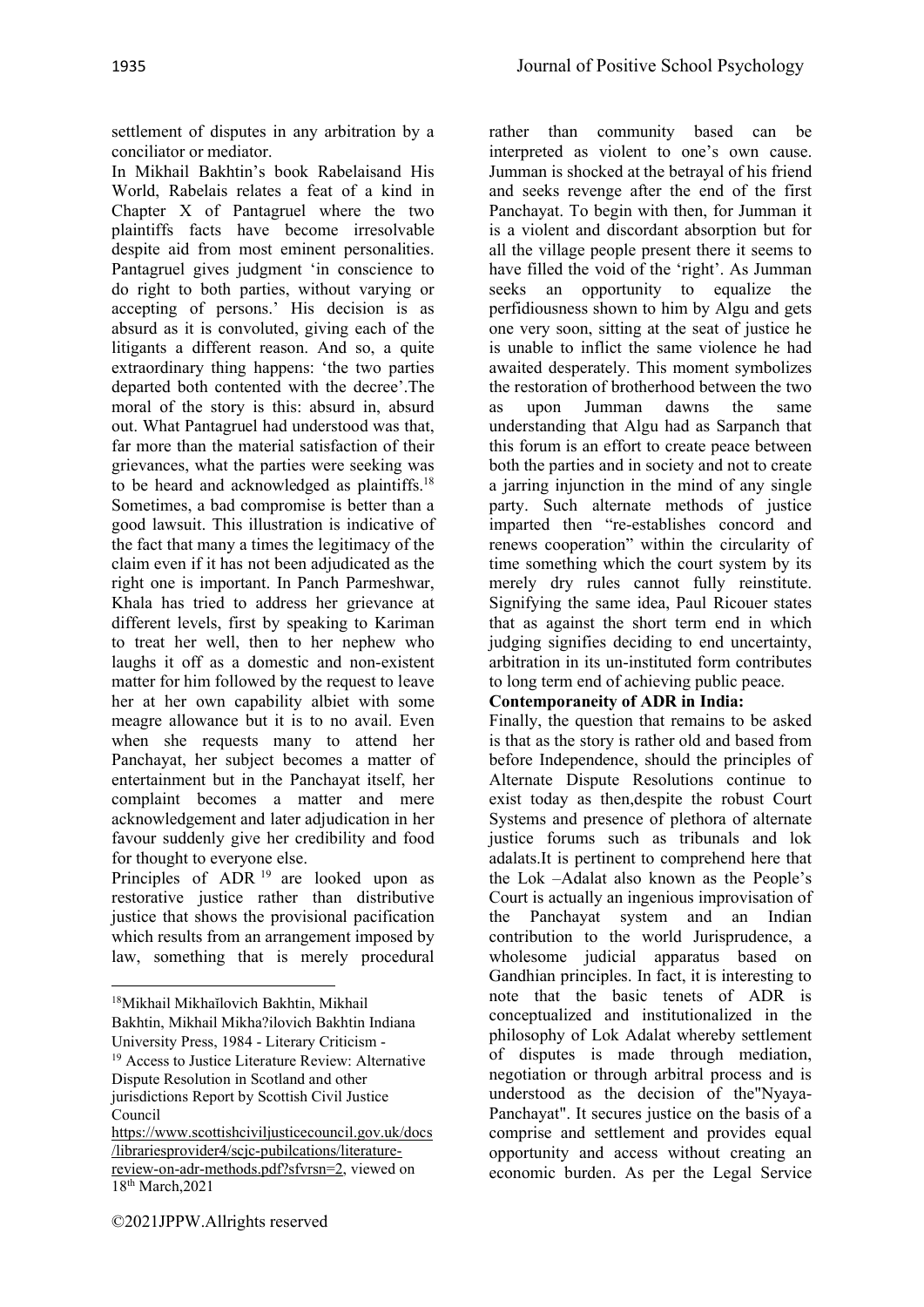settlement of disputes in any arbitration by a conciliator or mediator.

In Mikhail Bakhtin's book Rabelaisand His World, Rabelais relates a feat of a kind in Chapter X of Pantagruel where the two plaintiffs facts have become irresolvable despite aid from most eminent personalities. Pantagruel gives judgment 'in conscience to do right to both parties, without varying or accepting of persons.' His decision is as absurd as it is convoluted, giving each of the litigants a different reason. And so, a quite extraordinary thing happens: 'the two parties departed both contented with the decree'.The moral of the story is this: absurd in, absurd out. What Pantagruel had understood was that, far more than the material satisfaction of their grievances, what the parties were seeking was to be heard and acknowledged as plaintiffs.[18] Sometimes, a bad compromise is better than a good lawsuit. This illustration is indicative of the fact that many a times the legitimacy of the claim even if it has not been adjudicated as the right one is important. In Panch Parmeshwar, Khala has tried to address her grievance at different levels, first by speaking to Kariman to treat her well, then to her nephew who laughs it off as a domestic and non-existent matter for him followed by the request to leave her at her own capability albiet with some meagre allowance but it is to no avail. Even when she requests many to attend her Panchayat, her subject becomes a matter of entertainment but in the Panchayat itself, her complaint becomes a matter and mere acknowledgement and later adjudication in her favour suddenly give her credibility and food for thought to everyone else.

Principles of ADR [19] are looked upon as restorative justice rather than distributive justice that shows the provisional pacification which results from an arrangement imposed by law, something that is merely procedural rather than community based can be interpreted as violent to one's own cause. Jumman is shocked at the betrayal of his friend and seeks revenge after the end of the first Panchayat. To begin with then, for Jumman it is a violent and discordant absorption but for all the village people present there it seems to have filled the void of the 'right'. As Jumman seeks an opportunity to equalize the perfidiousness shown to him by Algu and gets one very soon, sitting at the seat of justice he is unable to inflict the same violence he had awaited desperately. This moment symbolizes the restoration of brotherhood between the two as upon Jumman dawns the same understanding that Algu had as Sarpanch that this forum is an effort to create peace between both the parties and in society and not to create a jarring injunction in the mind of any single party. Such alternate methods of justice imparted then "re-establishes concord and renews cooperation" within the circularity of time something which the court system by its merely dry rules cannot fully reinstitute. Signifying the same idea, Paul Ricouer states that as against the short term end in which judging signifies deciding to end uncertainty, arbitration in its un-instituted form contributes to long term end of achieving public peace.

**Contemporaneity of ADR in India:**

Finally, the question that remains to be asked is that as the story is rather old and based from before Independence, should the principles of Alternate Dispute Resolutions continue to exist today as then,despite the robust Court Systems and presence of plethora of alternate justice forums such as tribunals and lok adalats.It is pertinent to comprehend here that the Lok –Adalat also known as the People's Court is actually an ingenious improvisation of the Panchayat system and an Indian contribution to the world Jurisprudence, a wholesome judicial apparatus based on Gandhian principles. In fact, it is interesting to note that the basic tenets of ADR is conceptualized and institutionalized in the philosophy of Lok Adalat whereby settlement of disputes is made through mediation, negotiation or through arbitral process and is understood as the decision of the"Nyaya-Panchayat". It secures justice on the basis of a comprise and settlement and provides equal opportunity and access without creating an economic burden. As per the Legal Service

---

[18] Mikhail Mikhaïlovich Bakhtin, Mikhail Bakhtin, Mikhail Mikha?ilovich Bakhtin Indiana University Press, 1984 - Literary Criticism -

[19] Access to Justice Literature Review: Alternative Dispute Resolution in Scotland and other jurisdictions Report by Scottish Civil Justice Council https://www.scottishciviljusticecouncil.gov.uk/docs/librariesprovider4/scjc-pubilcations/literature-review-on-adr-methods.pdf?sfvrsn=2, viewed on 18th March,2021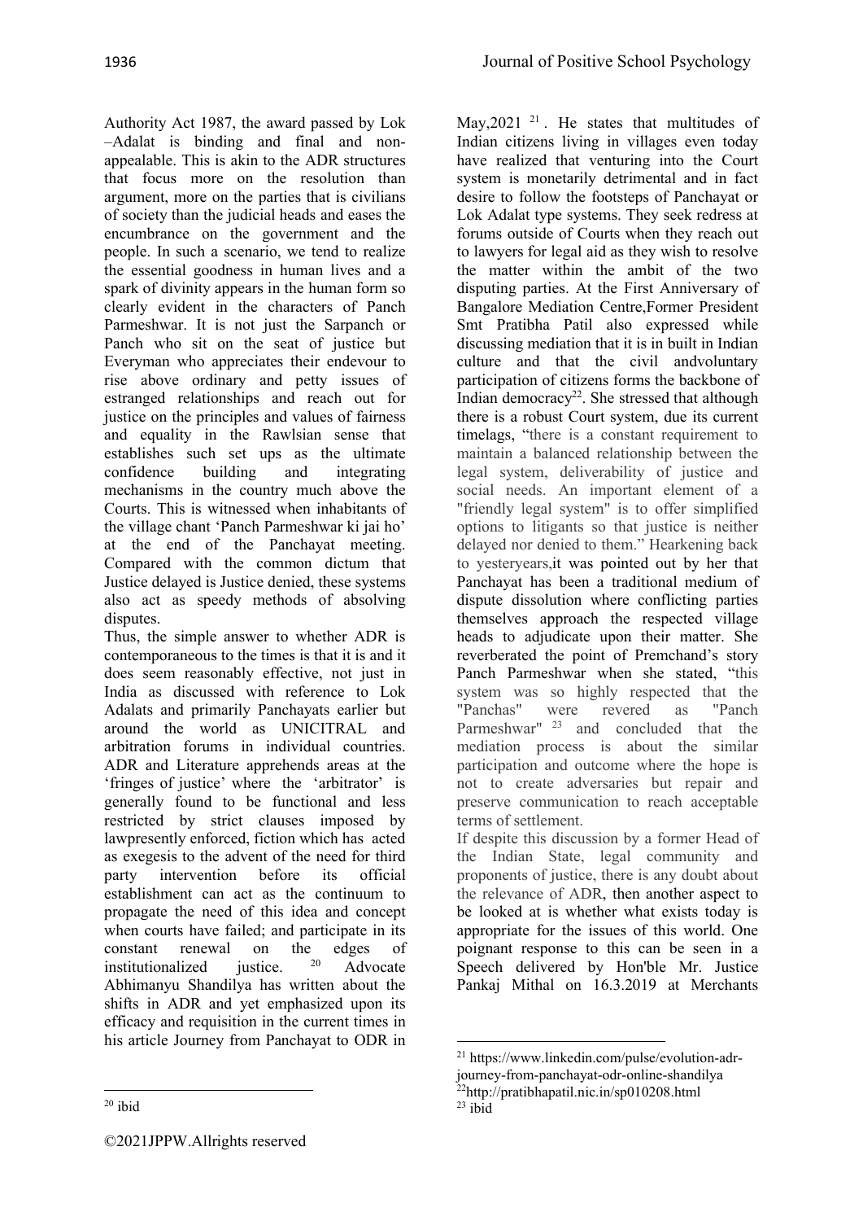Authority Act 1987, the award passed by Lok –Adalat is binding and final and non-appealable. This is akin to the ADR structures that focus more on the resolution than argument, more on the parties that is civilians of society than the judicial heads and eases the encumbrance on the government and the people. In such a scenario, we tend to realize the essential goodness in human lives and a spark of divinity appears in the human form so clearly evident in the characters of Panch Parmeshwar. It is not just the Sarpanch or Panch who sit on the seat of justice but Everyman who appreciates their endevour to rise above ordinary and petty issues of estranged relationships and reach out for justice on the principles and values of fairness and equality in the Rawlsian sense that establishes such set ups as the ultimate confidence building and integrating mechanisms in the country much above the Courts. This is witnessed when inhabitants of the village chant 'Panch Parmeshwar ki jai ho' at the end of the Panchayat meeting. Compared with the common dictum that Justice delayed is Justice denied, these systems also act as speedy methods of absolving disputes.

Thus, the simple answer to whether ADR is contemporaneous to the times is that it is and it does seem reasonably effective, not just in India as discussed with reference to Lok Adalats and primarily Panchayats earlier but around the world as UNICITRAL and arbitration forums in individual countries. ADR and Literature apprehends areas at the 'fringes of justice' where the 'arbitrator' is generally found to be functional and less restricted by strict clauses imposed by lawpresently enforced, fiction which has acted as exegesis to the advent of the need for third party intervention before its official establishment can act as the continuum to propagate the need of this idea and concept when courts have failed; and participate in its constant renewal on the edges of institutionalized justice. [20] Advocate Abhimanyu Shandilya has written about the shifts in ADR and yet emphasized upon its efficacy and requisition in the current times in his article Journey from Panchayat to ODR in May,2021 [21]. He states that multitudes of Indian citizens living in villages even today have realized that venturing into the Court system is monetarily detrimental and in fact desire to follow the footsteps of Panchayat or Lok Adalat type systems. They seek redress at forums outside of Courts when they reach out to lawyers for legal aid as they wish to resolve the matter within the ambit of the two disputing parties. At the First Anniversary of Bangalore Mediation Centre,Former President Smt Pratibha Patil also expressed while discussing mediation that it is in built in Indian culture and that the civil andvoluntary participation of citizens forms the backbone of Indian democracy[22]. She stressed that although there is a robust Court system, due its current timelags, "there is a constant requirement to maintain a balanced relationship between the legal system, deliverability of justice and social needs. An important element of a "friendly legal system" is to offer simplified options to litigants so that justice is neither delayed nor denied to them." Hearkening back to yesteryears,it was pointed out by her that Panchayat has been a traditional medium of dispute dissolution where conflicting parties themselves approach the respected village heads to adjudicate upon their matter. She reverberated the point of Premchand's story Panch Parmeshwar when she stated, "this system was so highly respected that the "Panchas" were revered as "Panch Parmeshwar" [23] and concluded that the mediation process is about the similar participation and outcome where the hope is not to create adversaries but repair and preserve communication to reach acceptable terms of settlement.

If despite this discussion by a former Head of the Indian State, legal community and proponents of justice, there is any doubt about the relevance of ADR, then another aspect to be looked at is whether what exists today is appropriate for the issues of this world. One poignant response to this can be seen in a Speech delivered by Hon'ble Mr. Justice Pankaj Mithal on 16.3.2019 at Merchants

---

[20] ibid

[21] https://www.linkedin.com/pulse/evolution-adr-journey-from-panchayat-odr-online-shandilya

[22] http://pratibhapatil.nic.in/sp010208.html

[23] ibid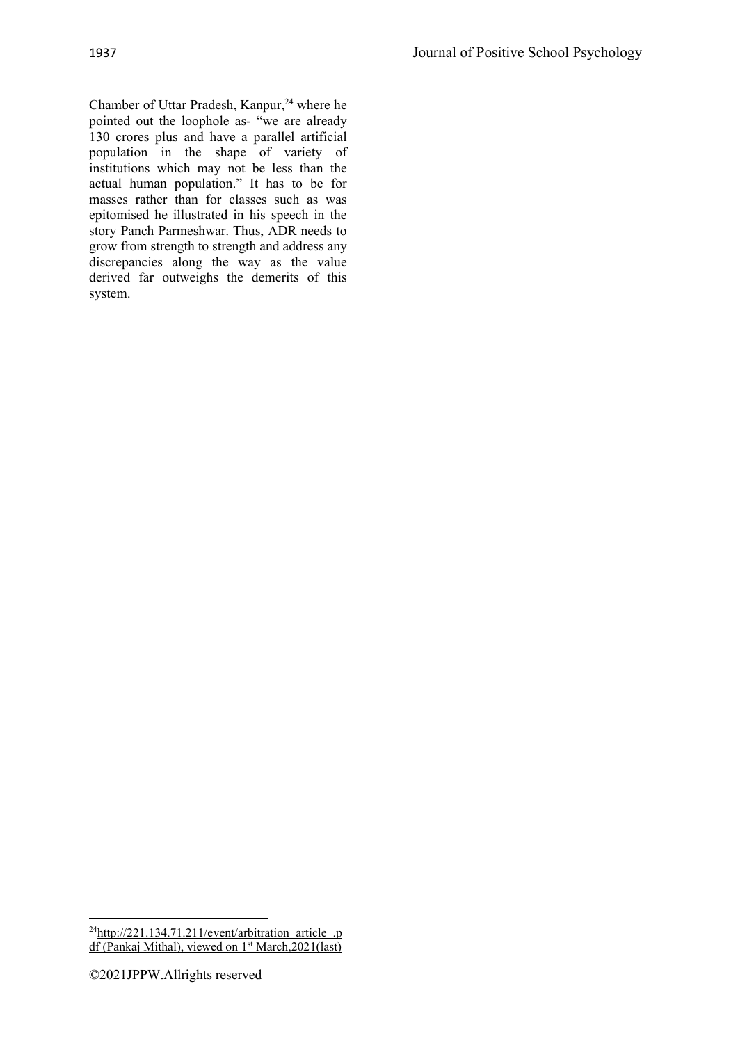Chamber of Uttar Pradesh, Kanpur,[24] where he pointed out the loophole as- "we are already 130 crores plus and have a parallel artificial population in the shape of variety of institutions which may not be less than the actual human population." It has to be for masses rather than for classes such as was epitomised he illustrated in his speech in the story Panch Parmeshwar. Thus, ADR needs to grow from strength to strength and address any discrepancies along the way as the value derived far outweighs the demerits of this system.

---

[24]http://221.134.71.211/event/arbitration_article_.pdf (Pankaj Mithal), viewed on 1st March,2021(last)